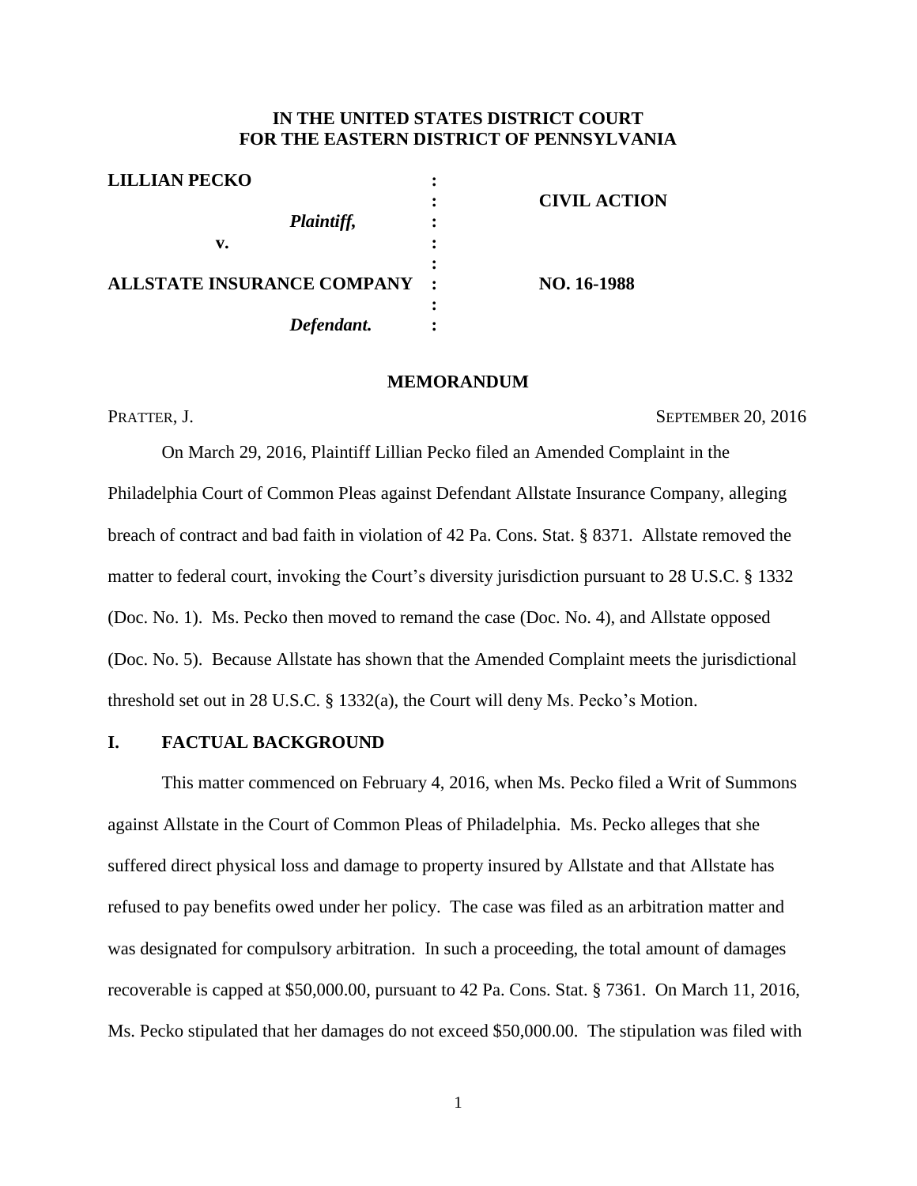**IN THE UNITED STATES DISTRICT COURT**
**FOR THE EASTERN DISTRICT OF PENNSYLVANIA**

| | | |
|---|---|---|
| **LILLIAN PECKO** | : | |
| | : | **CIVIL ACTION** |
| ***Plaintiff,*** | : | |
| **v.** | : | |
| | : | |
| **ALLSTATE INSURANCE COMPANY** | : | **NO. 16-1988** |
| | : | |
| ***Defendant.*** | : | |

**MEMORANDUM**

PRATTER, J. SEPTEMBER 20, 2016

On March 29, 2016, Plaintiff Lillian Pecko filed an Amended Complaint in the Philadelphia Court of Common Pleas against Defendant Allstate Insurance Company, alleging breach of contract and bad faith in violation of 42 Pa. Cons. Stat. § 8371. Allstate removed the matter to federal court, invoking the Court's diversity jurisdiction pursuant to 28 U.S.C. § 1332 (Doc. No. 1). Ms. Pecko then moved to remand the case (Doc. No. 4), and Allstate opposed (Doc. No. 5). Because Allstate has shown that the Amended Complaint meets the jurisdictional threshold set out in 28 U.S.C. § 1332(a), the Court will deny Ms. Pecko's Motion.

## I. FACTUAL BACKGROUND

This matter commenced on February 4, 2016, when Ms. Pecko filed a Writ of Summons against Allstate in the Court of Common Pleas of Philadelphia. Ms. Pecko alleges that she suffered direct physical loss and damage to property insured by Allstate and that Allstate has refused to pay benefits owed under her policy. The case was filed as an arbitration matter and was designated for compulsory arbitration. In such a proceeding, the total amount of damages recoverable is capped at $50,000.00, pursuant to 42 Pa. Cons. Stat. § 7361. On March 11, 2016, Ms. Pecko stipulated that her damages do not exceed $50,000.00. The stipulation was filed with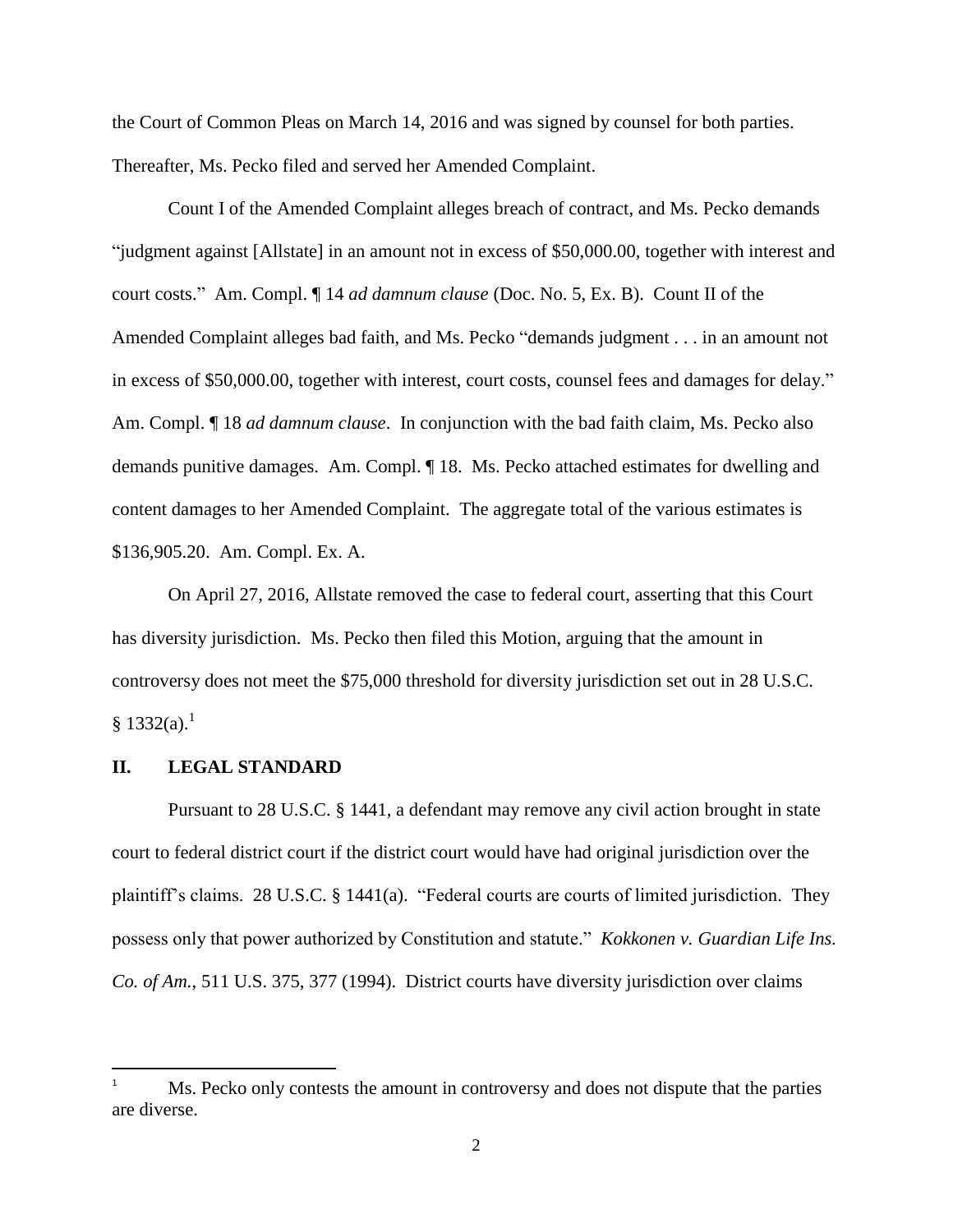the Court of Common Pleas on March 14, 2016 and was signed by counsel for both parties. Thereafter, Ms. Pecko filed and served her Amended Complaint.

Count I of the Amended Complaint alleges breach of contract, and Ms. Pecko demands "judgment against [Allstate] in an amount not in excess of $50,000.00, together with interest and court costs." Am. Compl. ¶ 14 *ad damnum clause* (Doc. No. 5, Ex. B). Count II of the Amended Complaint alleges bad faith, and Ms. Pecko "demands judgment . . . in an amount not in excess of $50,000.00, together with interest, court costs, counsel fees and damages for delay." Am. Compl. ¶ 18 *ad damnum clause*. In conjunction with the bad faith claim, Ms. Pecko also demands punitive damages. Am. Compl. ¶ 18. Ms. Pecko attached estimates for dwelling and content damages to her Amended Complaint. The aggregate total of the various estimates is $136,905.20. Am. Compl. Ex. A.

On April 27, 2016, Allstate removed the case to federal court, asserting that this Court has diversity jurisdiction. Ms. Pecko then filed this Motion, arguing that the amount in controversy does not meet the $75,000 threshold for diversity jurisdiction set out in 28 U.S.C. § 1332(a).[1]

## II. LEGAL STANDARD

Pursuant to 28 U.S.C. § 1441, a defendant may remove any civil action brought in state court to federal district court if the district court would have had original jurisdiction over the plaintiff's claims. 28 U.S.C. § 1441(a). "Federal courts are courts of limited jurisdiction. They possess only that power authorized by Constitution and statute." *Kokkonen v. Guardian Life Ins. Co. of Am.*, 511 U.S. 375, 377 (1994). District courts have diversity jurisdiction over claims

[1] Ms. Pecko only contests the amount in controversy and does not dispute that the parties are diverse.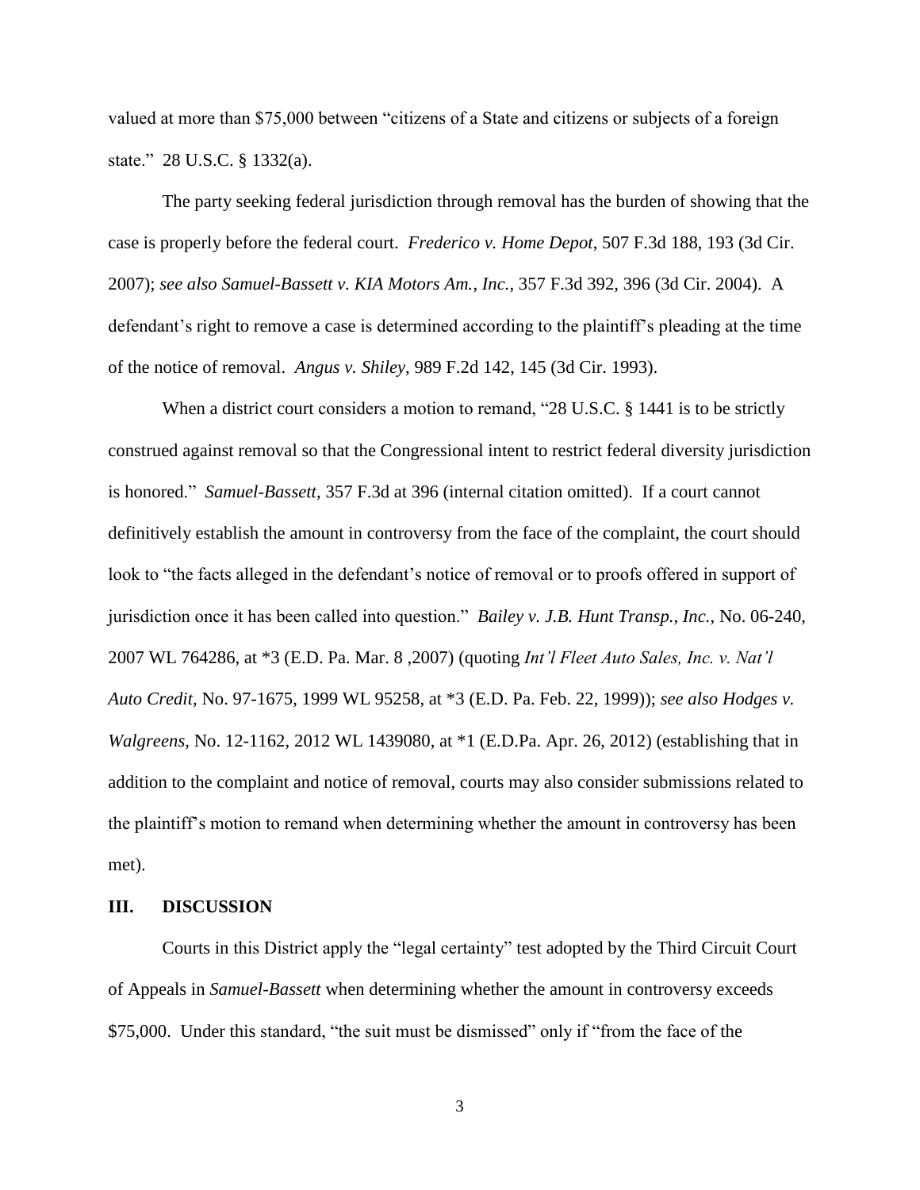valued at more than $75,000 between "citizens of a State and citizens or subjects of a foreign state." 28 U.S.C. § 1332(a).

The party seeking federal jurisdiction through removal has the burden of showing that the case is properly before the federal court. *Frederico v. Home Depot*, 507 F.3d 188, 193 (3d Cir. 2007); *see also Samuel-Bassett v. KIA Motors Am., Inc.*, 357 F.3d 392, 396 (3d Cir. 2004). A defendant's right to remove a case is determined according to the plaintiff's pleading at the time of the notice of removal. *Angus v. Shiley*, 989 F.2d 142, 145 (3d Cir. 1993).

When a district court considers a motion to remand, "28 U.S.C. § 1441 is to be strictly construed against removal so that the Congressional intent to restrict federal diversity jurisdiction is honored." *Samuel-Bassett*, 357 F.3d at 396 (internal citation omitted). If a court cannot definitively establish the amount in controversy from the face of the complaint, the court should look to "the facts alleged in the defendant's notice of removal or to proofs offered in support of jurisdiction once it has been called into question." *Bailey v. J.B. Hunt Transp., Inc.*, No. 06-240, 2007 WL 764286, at *3 (E.D. Pa. Mar. 8 ,2007) (quoting *Int'l Fleet Auto Sales, Inc. v. Nat'l Auto Credit*, No. 97-1675, 1999 WL 95258, at *3 (E.D. Pa. Feb. 22, 1999)); *see also Hodges v. Walgreens*, No. 12-1162, 2012 WL 1439080, at *1 (E.D.Pa. Apr. 26, 2012) (establishing that in addition to the complaint and notice of removal, courts may also consider submissions related to the plaintiff's motion to remand when determining whether the amount in controversy has been met).

## III. DISCUSSION

Courts in this District apply the "legal certainty" test adopted by the Third Circuit Court of Appeals in *Samuel-Bassett* when determining whether the amount in controversy exceeds $75,000. Under this standard, "the suit must be dismissed" only if "from the face of the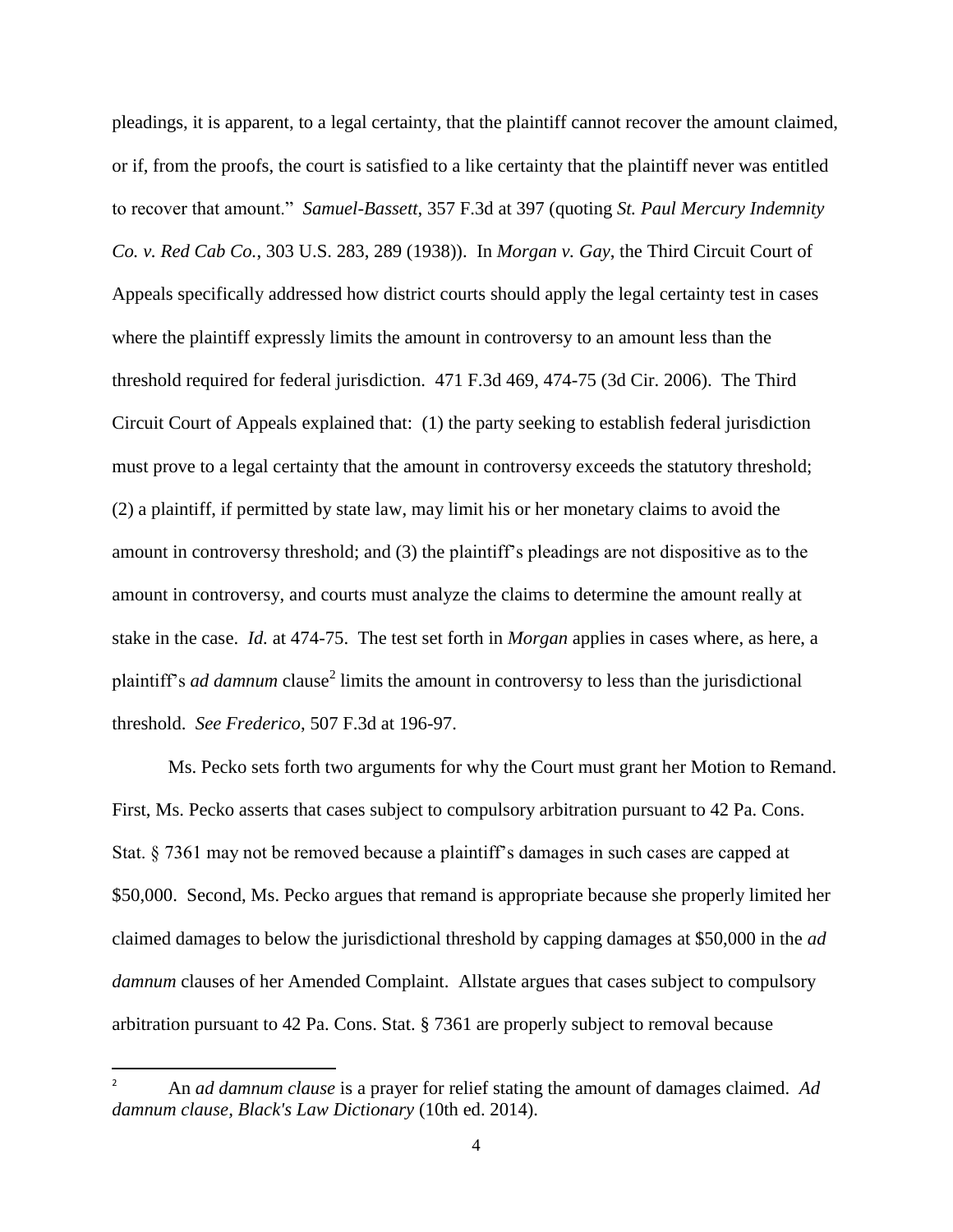pleadings, it is apparent, to a legal certainty, that the plaintiff cannot recover the amount claimed, or if, from the proofs, the court is satisfied to a like certainty that the plaintiff never was entitled to recover that amount." *Samuel-Bassett*, 357 F.3d at 397 (quoting *St. Paul Mercury Indemnity Co. v. Red Cab Co.*, 303 U.S. 283, 289 (1938)). In *Morgan v. Gay*, the Third Circuit Court of Appeals specifically addressed how district courts should apply the legal certainty test in cases where the plaintiff expressly limits the amount in controversy to an amount less than the threshold required for federal jurisdiction. 471 F.3d 469, 474-75 (3d Cir. 2006). The Third Circuit Court of Appeals explained that: (1) the party seeking to establish federal jurisdiction must prove to a legal certainty that the amount in controversy exceeds the statutory threshold; (2) a plaintiff, if permitted by state law, may limit his or her monetary claims to avoid the amount in controversy threshold; and (3) the plaintiff's pleadings are not dispositive as to the amount in controversy, and courts must analyze the claims to determine the amount really at stake in the case. *Id.* at 474-75. The test set forth in *Morgan* applies in cases where, as here, a plaintiff's *ad damnum* clause[2] limits the amount in controversy to less than the jurisdictional threshold. *See Frederico*, 507 F.3d at 196-97.

Ms. Pecko sets forth two arguments for why the Court must grant her Motion to Remand. First, Ms. Pecko asserts that cases subject to compulsory arbitration pursuant to 42 Pa. Cons. Stat. § 7361 may not be removed because a plaintiff's damages in such cases are capped at \$50,000. Second, Ms. Pecko argues that remand is appropriate because she properly limited her claimed damages to below the jurisdictional threshold by capping damages at \$50,000 in the *ad damnum* clauses of her Amended Complaint. Allstate argues that cases subject to compulsory arbitration pursuant to 42 Pa. Cons. Stat. § 7361 are properly subject to removal because

---

[2] An *ad damnum clause* is a prayer for relief stating the amount of damages claimed. *Ad damnum clause*, *Black's Law Dictionary* (10th ed. 2014).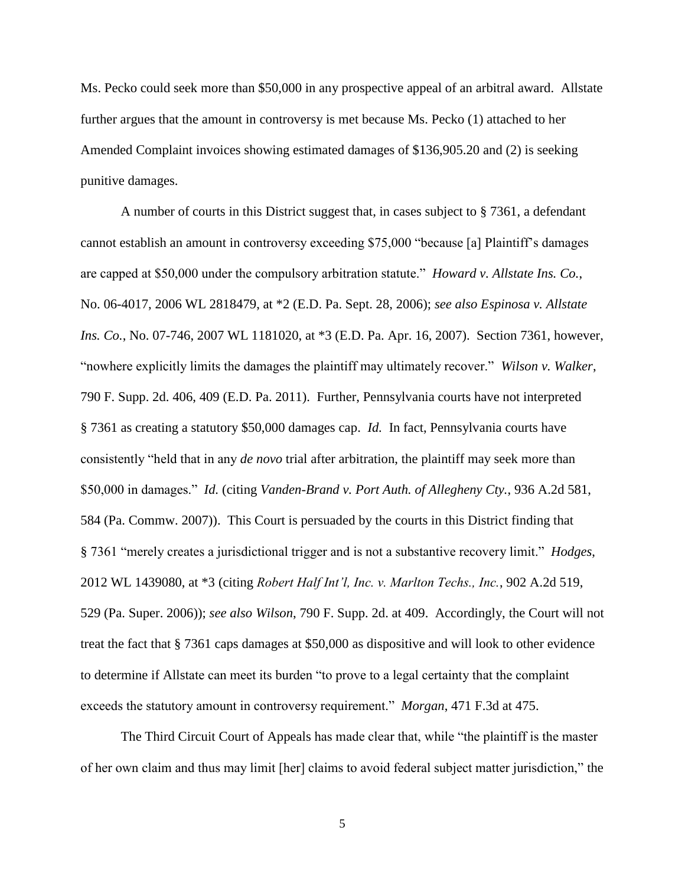Ms. Pecko could seek more than $50,000 in any prospective appeal of an arbitral award. Allstate further argues that the amount in controversy is met because Ms. Pecko (1) attached to her Amended Complaint invoices showing estimated damages of $136,905.20 and (2) is seeking punitive damages.

A number of courts in this District suggest that, in cases subject to § 7361, a defendant cannot establish an amount in controversy exceeding $75,000 "because [a] Plaintiff's damages are capped at $50,000 under the compulsory arbitration statute." *Howard v. Allstate Ins. Co.*, No. 06-4017, 2006 WL 2818479, at *2 (E.D. Pa. Sept. 28, 2006); *see also Espinosa v. Allstate Ins. Co.*, No. 07-746, 2007 WL 1181020, at *3 (E.D. Pa. Apr. 16, 2007). Section 7361, however, "nowhere explicitly limits the damages the plaintiff may ultimately recover." *Wilson v. Walker*, 790 F. Supp. 2d. 406, 409 (E.D. Pa. 2011). Further, Pennsylvania courts have not interpreted § 7361 as creating a statutory $50,000 damages cap. *Id.* In fact, Pennsylvania courts have consistently "held that in any *de novo* trial after arbitration, the plaintiff may seek more than $50,000 in damages." *Id.* (citing *Vanden-Brand v. Port Auth. of Allegheny Cty.*, 936 A.2d 581, 584 (Pa. Commw. 2007)). This Court is persuaded by the courts in this District finding that § 7361 "merely creates a jurisdictional trigger and is not a substantive recovery limit." *Hodges*, 2012 WL 1439080, at *3 (citing *Robert Half Int'l, Inc. v. Marlton Techs., Inc.*, 902 A.2d 519, 529 (Pa. Super. 2006)); *see also Wilson*, 790 F. Supp. 2d. at 409. Accordingly, the Court will not treat the fact that § 7361 caps damages at $50,000 as dispositive and will look to other evidence to determine if Allstate can meet its burden "to prove to a legal certainty that the complaint exceeds the statutory amount in controversy requirement." *Morgan*, 471 F.3d at 475.

The Third Circuit Court of Appeals has made clear that, while "the plaintiff is the master of her own claim and thus may limit [her] claims to avoid federal subject matter jurisdiction," the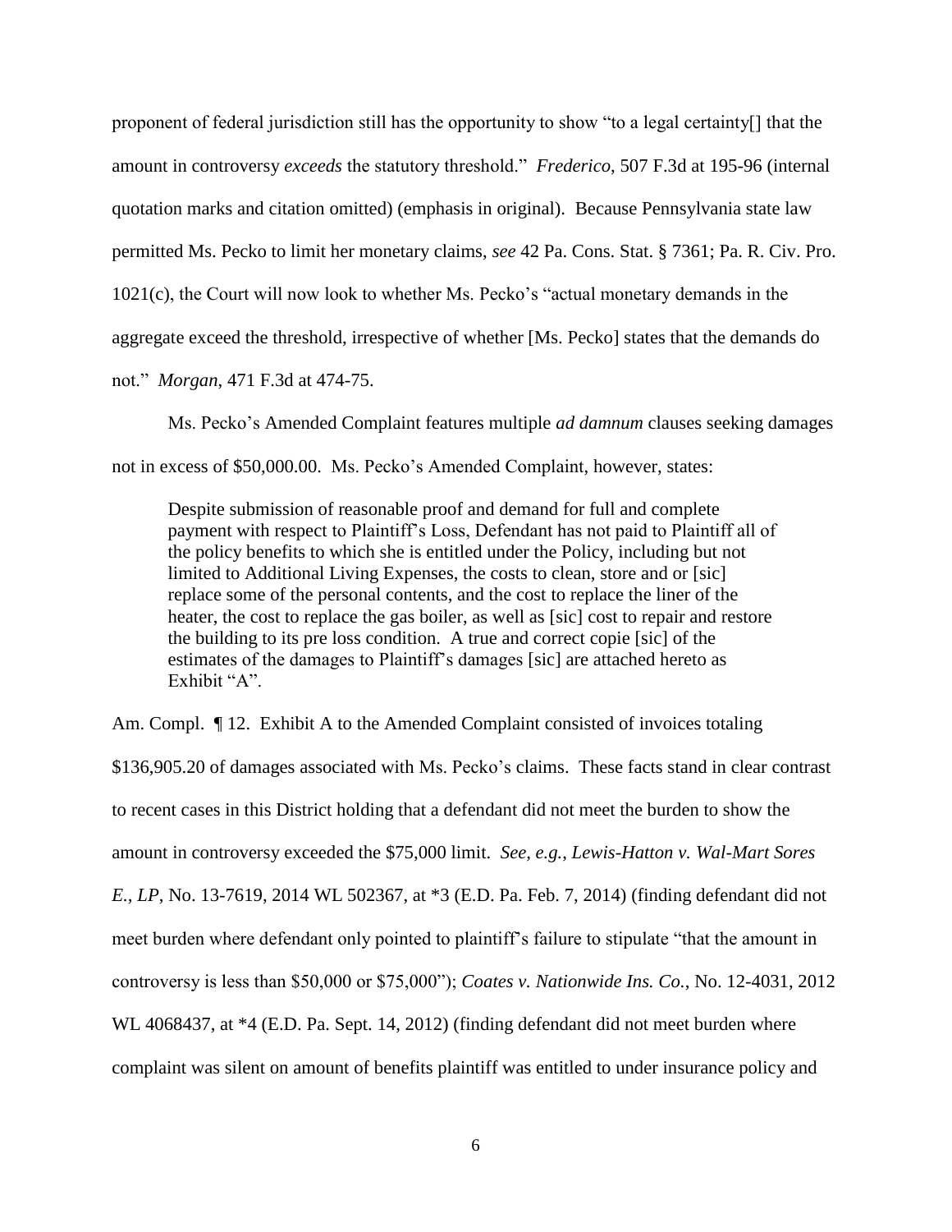proponent of federal jurisdiction still has the opportunity to show "to a legal certainty[] that the amount in controversy *exceeds* the statutory threshold." *Frederico*, 507 F.3d at 195-96 (internal quotation marks and citation omitted) (emphasis in original). Because Pennsylvania state law permitted Ms. Pecko to limit her monetary claims, *see* 42 Pa. Cons. Stat. § 7361; Pa. R. Civ. Pro. 1021(c), the Court will now look to whether Ms. Pecko's "actual monetary demands in the aggregate exceed the threshold, irrespective of whether [Ms. Pecko] states that the demands do not." *Morgan*, 471 F.3d at 474-75.

Ms. Pecko's Amended Complaint features multiple *ad damnum* clauses seeking damages not in excess of $50,000.00. Ms. Pecko's Amended Complaint, however, states:

> Despite submission of reasonable proof and demand for full and complete payment with respect to Plaintiff's Loss, Defendant has not paid to Plaintiff all of the policy benefits to which she is entitled under the Policy, including but not limited to Additional Living Expenses, the costs to clean, store and or [sic] replace some of the personal contents, and the cost to replace the liner of the heater, the cost to replace the gas boiler, as well as [sic] cost to repair and restore the building to its pre loss condition. A true and correct copie [sic] of the estimates of the damages to Plaintiff's damages [sic] are attached hereto as Exhibit "A".

Am. Compl. ¶ 12. Exhibit A to the Amended Complaint consisted of invoices totaling $136,905.20 of damages associated with Ms. Pecko's claims. These facts stand in clear contrast to recent cases in this District holding that a defendant did not meet the burden to show the amount in controversy exceeded the $75,000 limit. *See, e.g.*, *Lewis-Hatton v. Wal-Mart Sores E., LP*, No. 13-7619, 2014 WL 502367, at *3 (E.D. Pa. Feb. 7, 2014) (finding defendant did not meet burden where defendant only pointed to plaintiff's failure to stipulate "that the amount in controversy is less than $50,000 or $75,000"); *Coates v. Nationwide Ins. Co.*, No. 12-4031, 2012 WL 4068437, at *4 (E.D. Pa. Sept. 14, 2012) (finding defendant did not meet burden where complaint was silent on amount of benefits plaintiff was entitled to under insurance policy and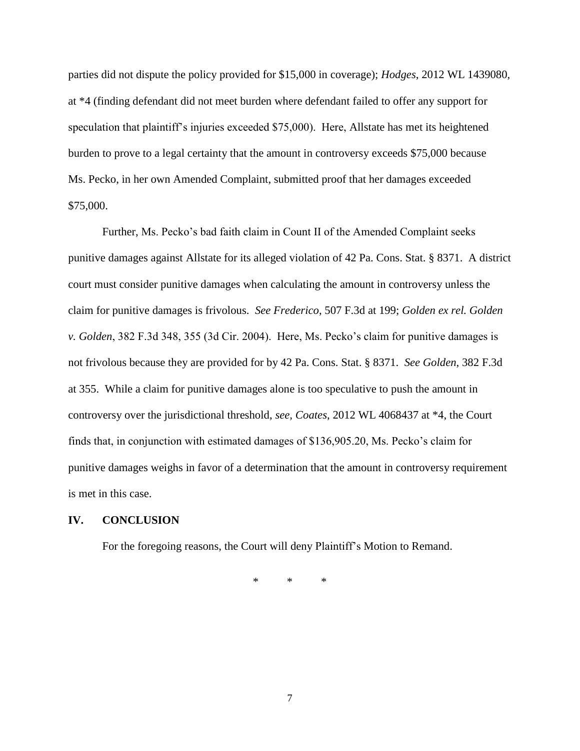parties did not dispute the policy provided for $15,000 in coverage); *Hodges*, 2012 WL 1439080, at *4 (finding defendant did not meet burden where defendant failed to offer any support for speculation that plaintiff's injuries exceeded $75,000). Here, Allstate has met its heightened burden to prove to a legal certainty that the amount in controversy exceeds $75,000 because Ms. Pecko, in her own Amended Complaint, submitted proof that her damages exceeded $75,000.

Further, Ms. Pecko's bad faith claim in Count II of the Amended Complaint seeks punitive damages against Allstate for its alleged violation of 42 Pa. Cons. Stat. § 8371. A district court must consider punitive damages when calculating the amount in controversy unless the claim for punitive damages is frivolous. *See Frederico*, 507 F.3d at 199; *Golden ex rel. Golden v. Golden*, 382 F.3d 348, 355 (3d Cir. 2004). Here, Ms. Pecko's claim for punitive damages is not frivolous because they are provided for by 42 Pa. Cons. Stat. § 8371. *See Golden*, 382 F.3d at 355. While a claim for punitive damages alone is too speculative to push the amount in controversy over the jurisdictional threshold, *see, Coates*, 2012 WL 4068437 at *4, the Court finds that, in conjunction with estimated damages of $136,905.20, Ms. Pecko's claim for punitive damages weighs in favor of a determination that the amount in controversy requirement is met in this case.

## IV. CONCLUSION

For the foregoing reasons, the Court will deny Plaintiff's Motion to Remand.

\* \* \*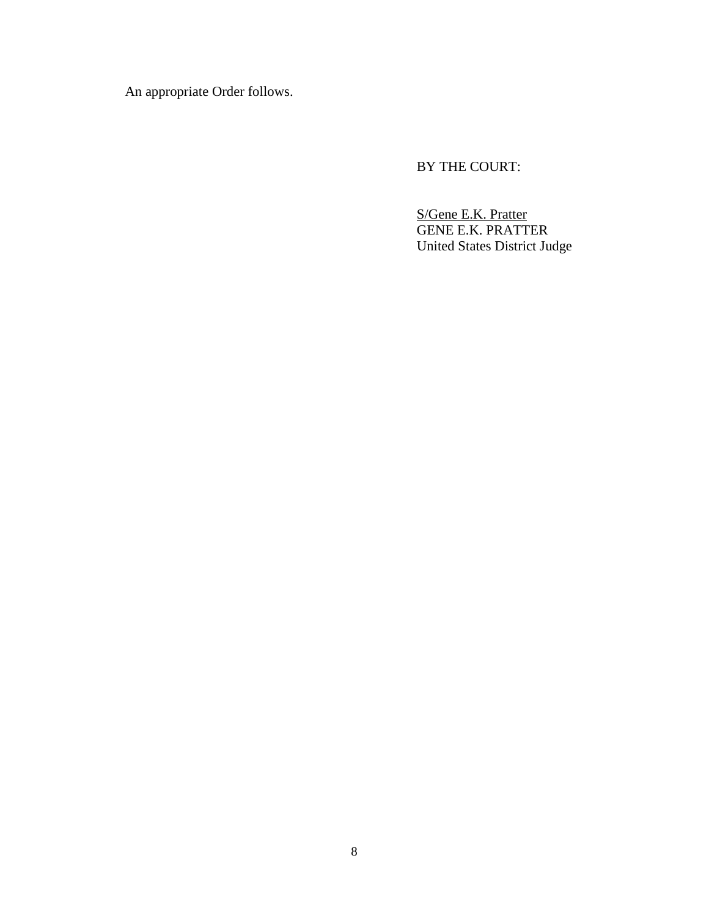An appropriate Order follows.

BY THE COURT:

S/Gene E.K. Pratter
GENE E.K. PRATTER
United States District Judge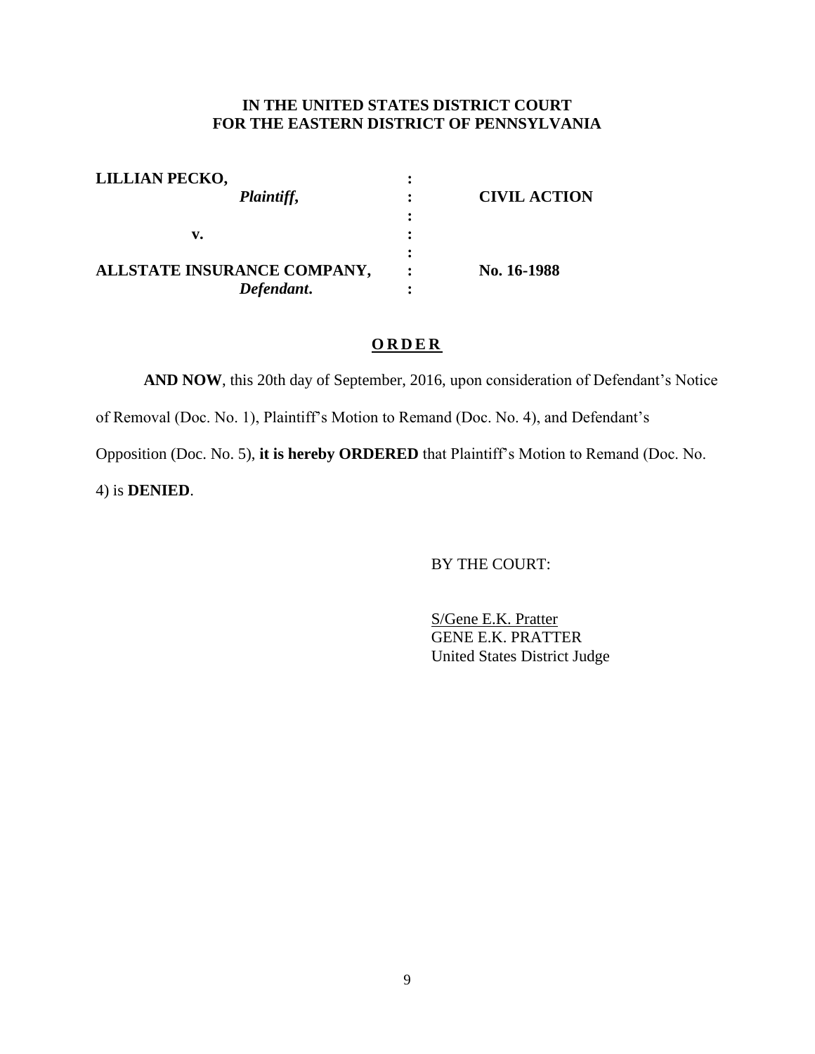**IN THE UNITED STATES DISTRICT COURT**
**FOR THE EASTERN DISTRICT OF PENNSYLVANIA**

| | | |
|---|---|---|
| **LILLIAN PECKO,** | : | |
| ***Plaintiff*,** | : | **CIVIL ACTION** |
| | : | |
| **v.** | : | |
| | : | |
| **ALLSTATE INSURANCE COMPANY,** | : | **No. 16-1988** |
| ***Defendant*.** | : | |

**ORDER**

**AND NOW**, this 20th day of September, 2016, upon consideration of Defendant's Notice of Removal (Doc. No. 1), Plaintiff's Motion to Remand (Doc. No. 4), and Defendant's Opposition (Doc. No. 5), **it is hereby ORDERED** that Plaintiff's Motion to Remand (Doc. No. 4) is **DENIED**.

BY THE COURT:

S/Gene E.K. Pratter
GENE E.K. PRATTER
United States District Judge